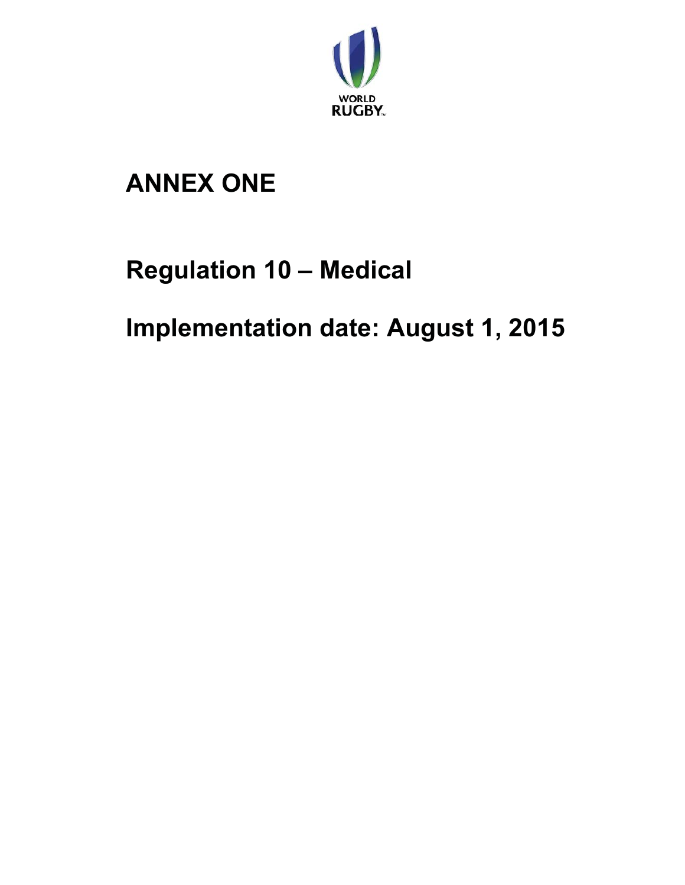WORLD RUGBY

# ANNEX ONE

# Regulation 10 – Medical

# Implementation date: August 1, 2015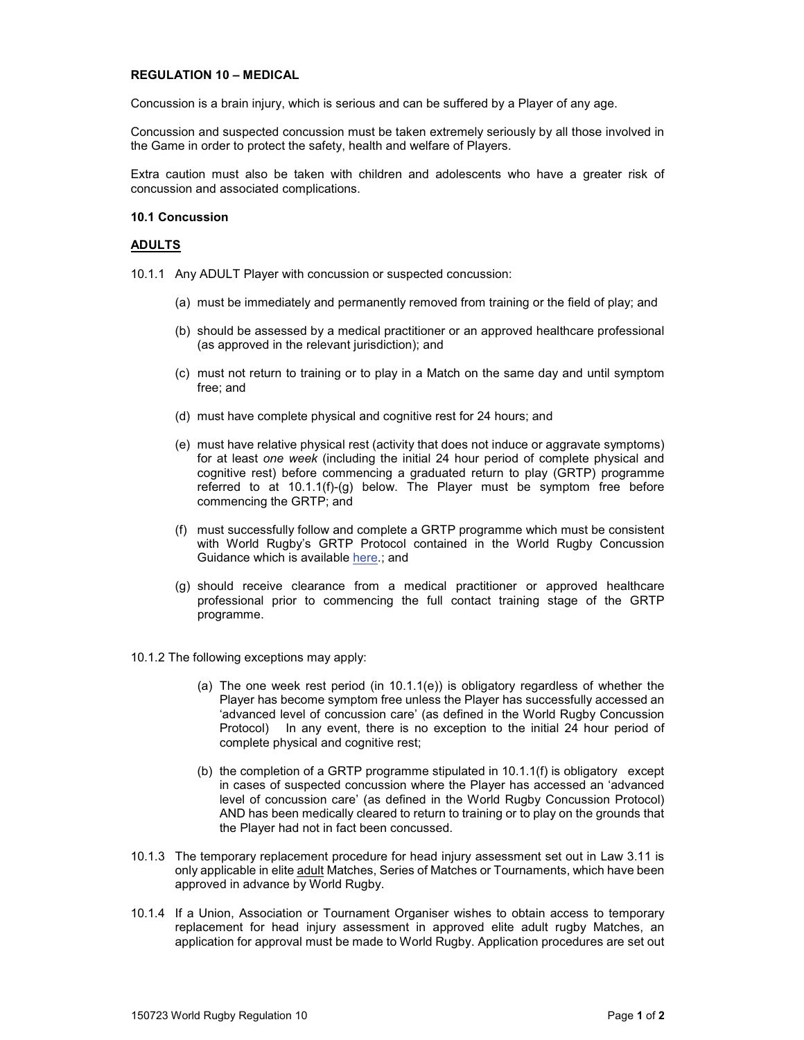**REGULATION 10 – MEDICAL**

Concussion is a brain injury, which is serious and can be suffered by a Player of any age.

Concussion and suspected concussion must be taken extremely seriously by all those involved in the Game in order to protect the safety, health and welfare of Players.

Extra caution must also be taken with children and adolescents who have a greater risk of concussion and associated complications.

**10.1 Concussion**

**ADULTS**

10.1.1 Any ADULT Player with concussion or suspected concussion:

(a) must be immediately and permanently removed from training or the field of play; and

(b) should be assessed by a medical practitioner or an approved healthcare professional (as approved in the relevant jurisdiction); and

(c) must not return to training or to play in a Match on the same day and until symptom free; and

(d) must have complete physical and cognitive rest for 24 hours; and

(e) must have relative physical rest (activity that does not induce or aggravate symptoms) for at least *one week* (including the initial 24 hour period of complete physical and cognitive rest) before commencing a graduated return to play (GRTP) programme referred to at 10.1.1(f)-(g) below. The Player must be symptom free before commencing the GRTP; and

(f) must successfully follow and complete a GRTP programme which must be consistent with World Rugby's GRTP Protocol contained in the World Rugby Concussion Guidance which is available here.; and

(g) should receive clearance from a medical practitioner or approved healthcare professional prior to commencing the full contact training stage of the GRTP programme.

10.1.2 The following exceptions may apply:

(a) The one week rest period (in 10.1.1(e)) is obligatory regardless of whether the Player has become symptom free unless the Player has successfully accessed an 'advanced level of concussion care' (as defined in the World Rugby Concussion Protocol) In any event, there is no exception to the initial 24 hour period of complete physical and cognitive rest;

(b) the completion of a GRTP programme stipulated in 10.1.1(f) is obligatory except in cases of suspected concussion where the Player has accessed an 'advanced level of concussion care' (as defined in the World Rugby Concussion Protocol) AND has been medically cleared to return to training or to play on the grounds that the Player had not in fact been concussed.

10.1.3 The temporary replacement procedure for head injury assessment set out in Law 3.11 is only applicable in elite adult Matches, Series of Matches or Tournaments, which have been approved in advance by World Rugby.

10.1.4 If a Union, Association or Tournament Organiser wishes to obtain access to temporary replacement for head injury assessment in approved elite adult rugby Matches, an application for approval must be made to World Rugby. Application procedures are set out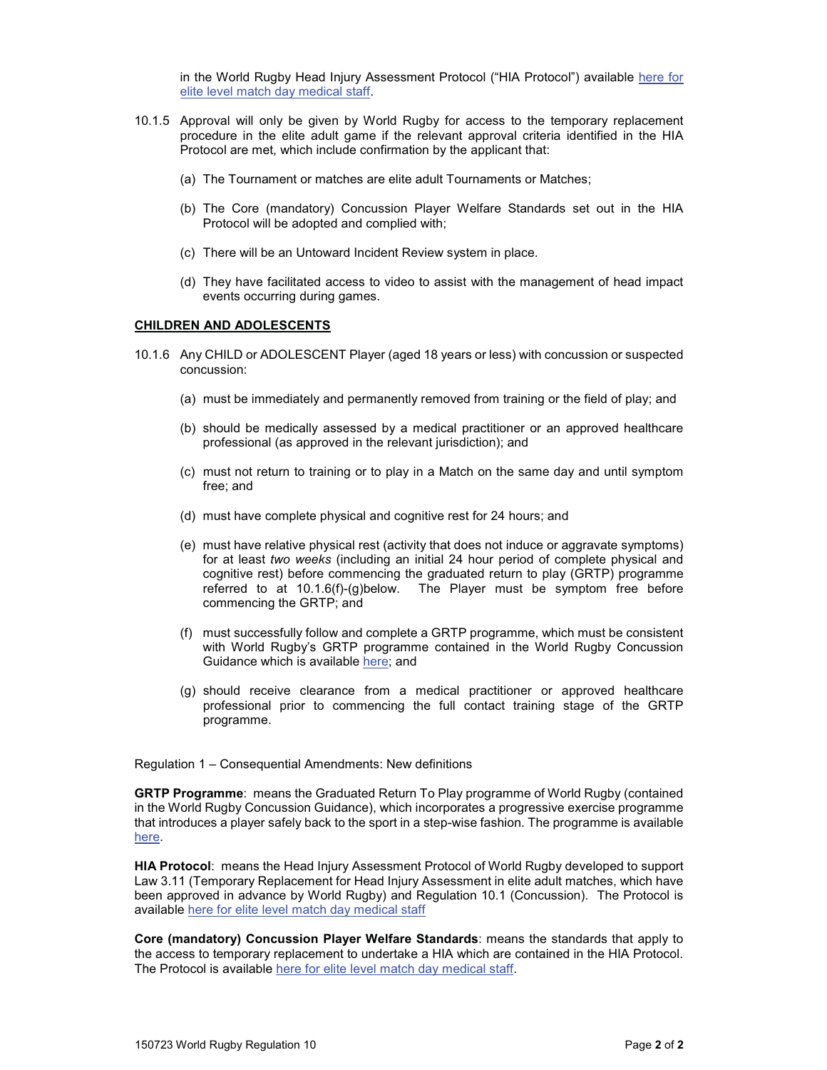in the World Rugby Head Injury Assessment Protocol ("HIA Protocol") available here for elite level match day medical staff.

10.1.5 Approval will only be given by World Rugby for access to the temporary replacement procedure in the elite adult game if the relevant approval criteria identified in the HIA Protocol are met, which include confirmation by the applicant that:

(a) The Tournament or matches are elite adult Tournaments or Matches;

(b) The Core (mandatory) Concussion Player Welfare Standards set out in the HIA Protocol will be adopted and complied with;

(c) There will be an Untoward Incident Review system in place.

(d) They have facilitated access to video to assist with the management of head impact events occurring during games.

**CHILDREN AND ADOLESCENTS**

10.1.6 Any CHILD or ADOLESCENT Player (aged 18 years or less) with concussion or suspected concussion:

(a) must be immediately and permanently removed from training or the field of play; and

(b) should be medically assessed by a medical practitioner or an approved healthcare professional (as approved in the relevant jurisdiction); and

(c) must not return to training or to play in a Match on the same day and until symptom free; and

(d) must have complete physical and cognitive rest for 24 hours; and

(e) must have relative physical rest (activity that does not induce or aggravate symptoms) for at least *two weeks* (including an initial 24 hour period of complete physical and cognitive rest) before commencing the graduated return to play (GRTP) programme referred to at 10.1.6(f)-(g)below. The Player must be symptom free before commencing the GRTP; and

(f) must successfully follow and complete a GRTP programme, which must be consistent with World Rugby's GRTP programme contained in the World Rugby Concussion Guidance which is available here; and

(g) should receive clearance from a medical practitioner or approved healthcare professional prior to commencing the full contact training stage of the GRTP programme.

Regulation 1 – Consequential Amendments: New definitions

**GRTP Programme**: means the Graduated Return To Play programme of World Rugby (contained in the World Rugby Concussion Guidance), which incorporates a progressive exercise programme that introduces a player safely back to the sport in a step-wise fashion. The programme is available here.

**HIA Protocol**: means the Head Injury Assessment Protocol of World Rugby developed to support Law 3.11 (Temporary Replacement for Head Injury Assessment in elite adult matches, which have been approved in advance by World Rugby) and Regulation 10.1 (Concussion). The Protocol is available here for elite level match day medical staff

**Core (mandatory) Concussion Player Welfare Standards**: means the standards that apply to the access to temporary replacement to undertake a HIA which are contained in the HIA Protocol. The Protocol is available here for elite level match day medical staff.